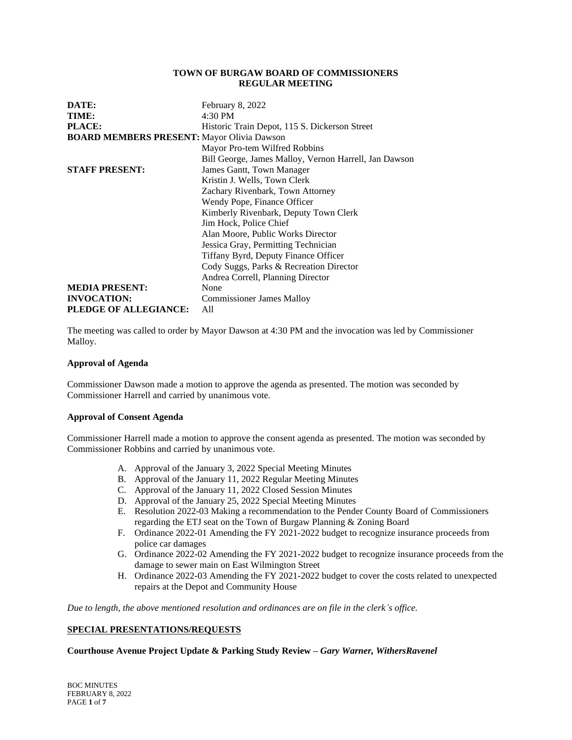**TOWN OF BURGAW BOARD OF COMMISSIONERS**
**REGULAR MEETING**

| | |
|---|---|
| **DATE:** | February 8, 2022 |
| **TIME:** | 4:30 PM |
| **PLACE:** | Historic Train Depot, 115 S. Dickerson Street |
| **BOARD MEMBERS PRESENT:** | Mayor Olivia Dawson |
| | Mayor Pro-tem Wilfred Robbins |
| | Bill George, James Malloy, Vernon Harrell, Jan Dawson |
| **STAFF PRESENT:** | James Gantt, Town Manager |
| | Kristin J. Wells, Town Clerk |
| | Zachary Rivenbark, Town Attorney |
| | Wendy Pope, Finance Officer |
| | Kimberly Rivenbark, Deputy Town Clerk |
| | Jim Hock, Police Chief |
| | Alan Moore, Public Works Director |
| | Jessica Gray, Permitting Technician |
| | Tiffany Byrd, Deputy Finance Officer |
| | Cody Suggs, Parks & Recreation Director |
| | Andrea Correll, Planning Director |
| **MEDIA PRESENT:** | None |
| **INVOCATION:** | Commissioner James Malloy |
| **PLEDGE OF ALLEGIANCE:** | All |

The meeting was called to order by Mayor Dawson at 4:30 PM and the invocation was led by Commissioner Malloy.

**Approval of Agenda**

Commissioner Dawson made a motion to approve the agenda as presented. The motion was seconded by Commissioner Harrell and carried by unanimous vote.

**Approval of Consent Agenda**

Commissioner Harrell made a motion to approve the consent agenda as presented. The motion was seconded by Commissioner Robbins and carried by unanimous vote.

A. Approval of the January 3, 2022 Special Meeting Minutes
B. Approval of the January 11, 2022 Regular Meeting Minutes
C. Approval of the January 11, 2022 Closed Session Minutes
D. Approval of the January 25, 2022 Special Meeting Minutes
E. Resolution 2022-03 Making a recommendation to the Pender County Board of Commissioners regarding the ETJ seat on the Town of Burgaw Planning & Zoning Board
F. Ordinance 2022-01 Amending the FY 2021-2022 budget to recognize insurance proceeds from police car damages
G. Ordinance 2022-02 Amending the FY 2021-2022 budget to recognize insurance proceeds from the damage to sewer main on East Wilmington Street
H. Ordinance 2022-03 Amending the FY 2021-2022 budget to cover the costs related to unexpected repairs at the Depot and Community House

*Due to length, the above mentioned resolution and ordinances are on file in the clerk's office.*

**SPECIAL PRESENTATIONS/REQUESTS**

**Courthouse Avenue Project Update & Parking Study Review –** ***Gary Warner, WithersRavenel***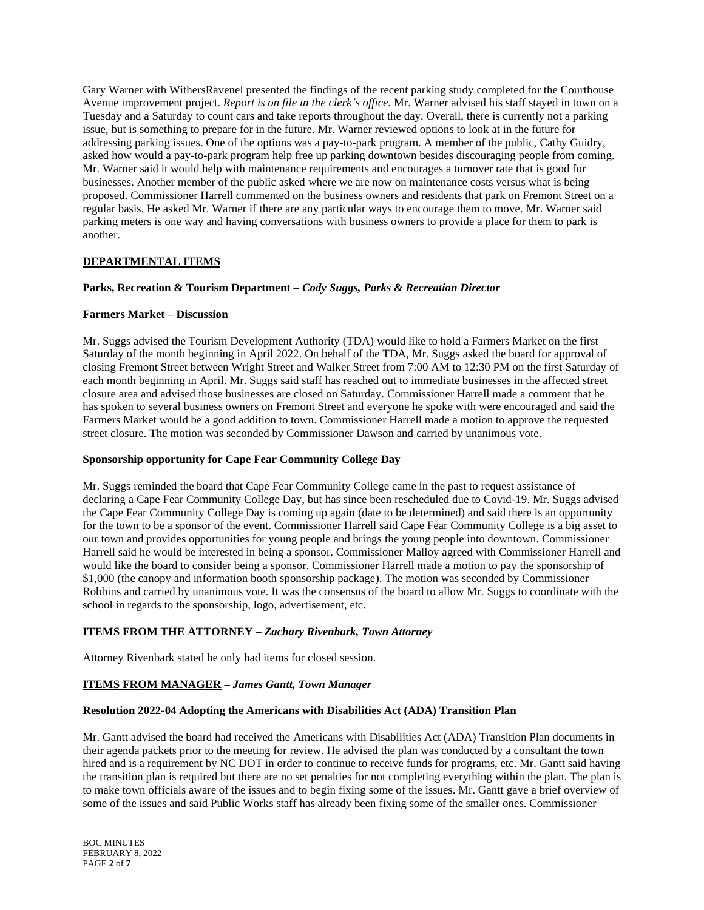Gary Warner with WithersRavenel presented the findings of the recent parking study completed for the Courthouse Avenue improvement project. *Report is on file in the clerk's office.* Mr. Warner advised his staff stayed in town on a Tuesday and a Saturday to count cars and take reports throughout the day. Overall, there is currently not a parking issue, but is something to prepare for in the future. Mr. Warner reviewed options to look at in the future for addressing parking issues. One of the options was a pay-to-park program. A member of the public, Cathy Guidry, asked how would a pay-to-park program help free up parking downtown besides discouraging people from coming. Mr. Warner said it would help with maintenance requirements and encourages a turnover rate that is good for businesses. Another member of the public asked where we are now on maintenance costs versus what is being proposed. Commissioner Harrell commented on the business owners and residents that park on Fremont Street on a regular basis. He asked Mr. Warner if there are any particular ways to encourage them to move. Mr. Warner said parking meters is one way and having conversations with business owners to provide a place for them to park is another.

## DEPARTMENTAL ITEMS

**Parks, Recreation & Tourism Department –** ***Cody Suggs, Parks & Recreation Director***

**Farmers Market – Discussion**

Mr. Suggs advised the Tourism Development Authority (TDA) would like to hold a Farmers Market on the first Saturday of the month beginning in April 2022. On behalf of the TDA, Mr. Suggs asked the board for approval of closing Fremont Street between Wright Street and Walker Street from 7:00 AM to 12:30 PM on the first Saturday of each month beginning in April. Mr. Suggs said staff has reached out to immediate businesses in the affected street closure area and advised those businesses are closed on Saturday. Commissioner Harrell made a comment that he has spoken to several business owners on Fremont Street and everyone he spoke with were encouraged and said the Farmers Market would be a good addition to town. Commissioner Harrell made a motion to approve the requested street closure. The motion was seconded by Commissioner Dawson and carried by unanimous vote.

**Sponsorship opportunity for Cape Fear Community College Day**

Mr. Suggs reminded the board that Cape Fear Community College came in the past to request assistance of declaring a Cape Fear Community College Day, but has since been rescheduled due to Covid-19. Mr. Suggs advised the Cape Fear Community College Day is coming up again (date to be determined) and said there is an opportunity for the town to be a sponsor of the event. Commissioner Harrell said Cape Fear Community College is a big asset to our town and provides opportunities for young people and brings the young people into downtown. Commissioner Harrell said he would be interested in being a sponsor. Commissioner Malloy agreed with Commissioner Harrell and would like the board to consider being a sponsor. Commissioner Harrell made a motion to pay the sponsorship of $1,000 (the canopy and information booth sponsorship package). The motion was seconded by Commissioner Robbins and carried by unanimous vote. It was the consensus of the board to allow Mr. Suggs to coordinate with the school in regards to the sponsorship, logo, advertisement, etc.

## ITEMS FROM THE ATTORNEY – *Zachary Rivenbark, Town Attorney*

Attorney Rivenbark stated he only had items for closed session.

## ITEMS FROM MANAGER – *James Gantt, Town Manager*

**Resolution 2022-04 Adopting the Americans with Disabilities Act (ADA) Transition Plan**

Mr. Gantt advised the board had received the Americans with Disabilities Act (ADA) Transition Plan documents in their agenda packets prior to the meeting for review. He advised the plan was conducted by a consultant the town hired and is a requirement by NC DOT in order to continue to receive funds for programs, etc. Mr. Gantt said having the transition plan is required but there are no set penalties for not completing everything within the plan. The plan is to make town officials aware of the issues and to begin fixing some of the issues. Mr. Gantt gave a brief overview of some of the issues and said Public Works staff has already been fixing some of the smaller ones. Commissioner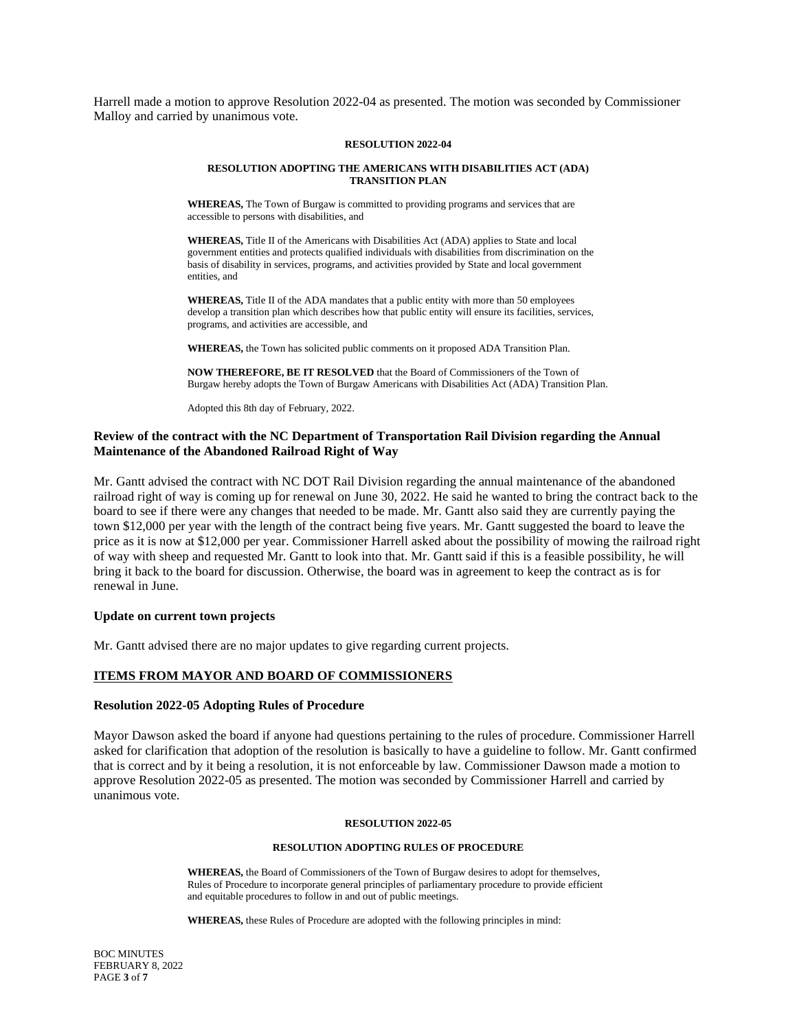Harrell made a motion to approve Resolution 2022-04 as presented. The motion was seconded by Commissioner Malloy and carried by unanimous vote.

**RESOLUTION 2022-04**

**RESOLUTION ADOPTING THE AMERICANS WITH DISABILITIES ACT (ADA) TRANSITION PLAN**

**WHEREAS,** The Town of Burgaw is committed to providing programs and services that are accessible to persons with disabilities, and

**WHEREAS,** Title II of the Americans with Disabilities Act (ADA) applies to State and local government entities and protects qualified individuals with disabilities from discrimination on the basis of disability in services, programs, and activities provided by State and local government entities, and

**WHEREAS,** Title II of the ADA mandates that a public entity with more than 50 employees develop a transition plan which describes how that public entity will ensure its facilities, services, programs, and activities are accessible, and

**WHEREAS,** the Town has solicited public comments on it proposed ADA Transition Plan.

**NOW THEREFORE, BE IT RESOLVED** that the Board of Commissioners of the Town of Burgaw hereby adopts the Town of Burgaw Americans with Disabilities Act (ADA) Transition Plan.

Adopted this 8th day of February, 2022.

### Review of the contract with the NC Department of Transportation Rail Division regarding the Annual Maintenance of the Abandoned Railroad Right of Way

Mr. Gantt advised the contract with NC DOT Rail Division regarding the annual maintenance of the abandoned railroad right of way is coming up for renewal on June 30, 2022. He said he wanted to bring the contract back to the board to see if there were any changes that needed to be made. Mr. Gantt also said they are currently paying the town $12,000 per year with the length of the contract being five years. Mr. Gantt suggested the board to leave the price as it is now at $12,000 per year. Commissioner Harrell asked about the possibility of mowing the railroad right of way with sheep and requested Mr. Gantt to look into that. Mr. Gantt said if this is a feasible possibility, he will bring it back to the board for discussion. Otherwise, the board was in agreement to keep the contract as is for renewal in June.

### Update on current town projects

Mr. Gantt advised there are no major updates to give regarding current projects.

## ITEMS FROM MAYOR AND BOARD OF COMMISSIONERS

### Resolution 2022-05 Adopting Rules of Procedure

Mayor Dawson asked the board if anyone had questions pertaining to the rules of procedure. Commissioner Harrell asked for clarification that adoption of the resolution is basically to have a guideline to follow. Mr. Gantt confirmed that is correct and by it being a resolution, it is not enforceable by law. Commissioner Dawson made a motion to approve Resolution 2022-05 as presented. The motion was seconded by Commissioner Harrell and carried by unanimous vote.

**RESOLUTION 2022-05**

**RESOLUTION ADOPTING RULES OF PROCEDURE**

**WHEREAS,** the Board of Commissioners of the Town of Burgaw desires to adopt for themselves, Rules of Procedure to incorporate general principles of parliamentary procedure to provide efficient and equitable procedures to follow in and out of public meetings.

**WHEREAS,** these Rules of Procedure are adopted with the following principles in mind: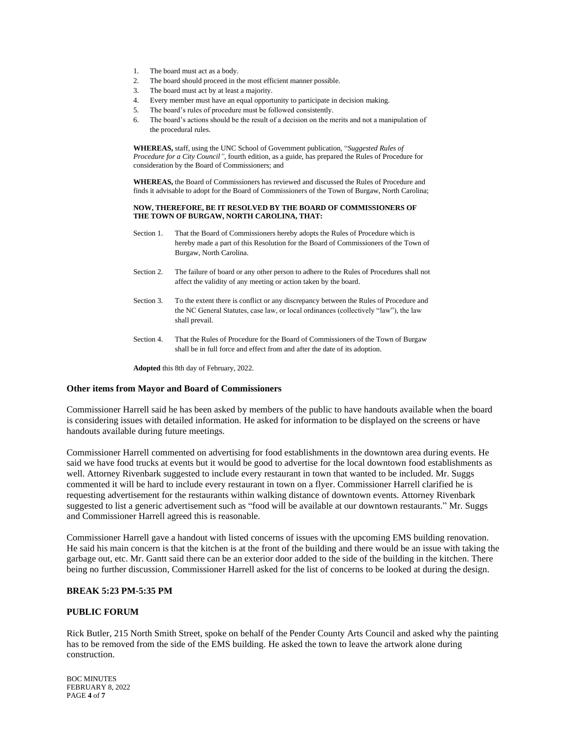1. The board must act as a body.
2. The board should proceed in the most efficient manner possible.
3. The board must act by at least a majority.
4. Every member must have an equal opportunity to participate in decision making.
5. The board's rules of procedure must be followed consistently.
6. The board's actions should be the result of a decision on the merits and not a manipulation of the procedural rules.

**WHEREAS,** staff, using the UNC School of Government publication, "*Suggested Rules of Procedure for a City Council"*, fourth edition, as a guide, has prepared the Rules of Procedure for consideration by the Board of Commissioners; and

**WHEREAS,** the Board of Commissioners has reviewed and discussed the Rules of Procedure and finds it advisable to adopt for the Board of Commissioners of the Town of Burgaw, North Carolina;

**NOW, THEREFORE, BE IT RESOLVED BY THE BOARD OF COMMISSIONERS OF THE TOWN OF BURGAW, NORTH CAROLINA, THAT:**

Section 1. That the Board of Commissioners hereby adopts the Rules of Procedure which is hereby made a part of this Resolution for the Board of Commissioners of the Town of Burgaw, North Carolina.

Section 2. The failure of board or any other person to adhere to the Rules of Procedures shall not affect the validity of any meeting or action taken by the board.

Section 3. To the extent there is conflict or any discrepancy between the Rules of Procedure and the NC General Statutes, case law, or local ordinances (collectively "law"), the law shall prevail.

Section 4. That the Rules of Procedure for the Board of Commissioners of the Town of Burgaw shall be in full force and effect from and after the date of its adoption.

**Adopted** this 8th day of February, 2022.

**Other items from Mayor and Board of Commissioners**

Commissioner Harrell said he has been asked by members of the public to have handouts available when the board is considering issues with detailed information. He asked for information to be displayed on the screens or have handouts available during future meetings.

Commissioner Harrell commented on advertising for food establishments in the downtown area during events. He said we have food trucks at events but it would be good to advertise for the local downtown food establishments as well. Attorney Rivenbark suggested to include every restaurant in town that wanted to be included. Mr. Suggs commented it will be hard to include every restaurant in town on a flyer. Commissioner Harrell clarified he is requesting advertisement for the restaurants within walking distance of downtown events. Attorney Rivenbark suggested to list a generic advertisement such as "food will be available at our downtown restaurants." Mr. Suggs and Commissioner Harrell agreed this is reasonable.

Commissioner Harrell gave a handout with listed concerns of issues with the upcoming EMS building renovation. He said his main concern is that the kitchen is at the front of the building and there would be an issue with taking the garbage out, etc. Mr. Gantt said there can be an exterior door added to the side of the building in the kitchen. There being no further discussion, Commissioner Harrell asked for the list of concerns to be looked at during the design.

**BREAK 5:23 PM-5:35 PM**

**PUBLIC FORUM**

Rick Butler, 215 North Smith Street, spoke on behalf of the Pender County Arts Council and asked why the painting has to be removed from the side of the EMS building. He asked the town to leave the artwork alone during construction.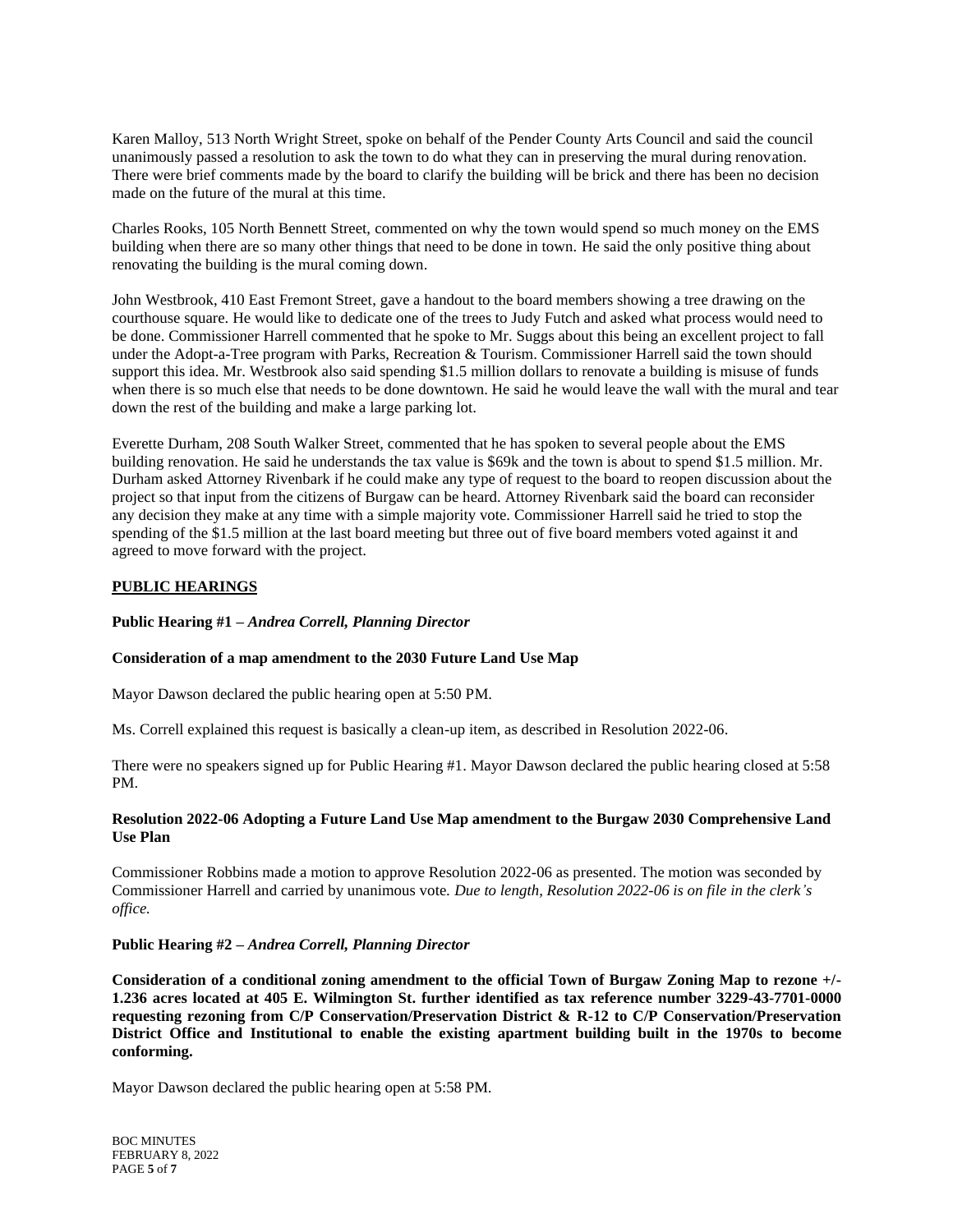Karen Malloy, 513 North Wright Street, spoke on behalf of the Pender County Arts Council and said the council unanimously passed a resolution to ask the town to do what they can in preserving the mural during renovation. There were brief comments made by the board to clarify the building will be brick and there has been no decision made on the future of the mural at this time.

Charles Rooks, 105 North Bennett Street, commented on why the town would spend so much money on the EMS building when there are so many other things that need to be done in town. He said the only positive thing about renovating the building is the mural coming down.

John Westbrook, 410 East Fremont Street, gave a handout to the board members showing a tree drawing on the courthouse square. He would like to dedicate one of the trees to Judy Futch and asked what process would need to be done. Commissioner Harrell commented that he spoke to Mr. Suggs about this being an excellent project to fall under the Adopt-a-Tree program with Parks, Recreation & Tourism. Commissioner Harrell said the town should support this idea. Mr. Westbrook also said spending $1.5 million dollars to renovate a building is misuse of funds when there is so much else that needs to be done downtown. He said he would leave the wall with the mural and tear down the rest of the building and make a large parking lot.

Everette Durham, 208 South Walker Street, commented that he has spoken to several people about the EMS building renovation. He said he understands the tax value is $69k and the town is about to spend $1.5 million. Mr. Durham asked Attorney Rivenbark if he could make any type of request to the board to reopen discussion about the project so that input from the citizens of Burgaw can be heard. Attorney Rivenbark said the board can reconsider any decision they make at any time with a simple majority vote. Commissioner Harrell said he tried to stop the spending of the $1.5 million at the last board meeting but three out of five board members voted against it and agreed to move forward with the project.

## PUBLIC HEARINGS

**Public Hearing #1 –** ***Andrea Correll, Planning Director***

**Consideration of a map amendment to the 2030 Future Land Use Map**

Mayor Dawson declared the public hearing open at 5:50 PM.

Ms. Correll explained this request is basically a clean-up item, as described in Resolution 2022-06.

There were no speakers signed up for Public Hearing #1. Mayor Dawson declared the public hearing closed at 5:58 PM.

**Resolution 2022-06 Adopting a Future Land Use Map amendment to the Burgaw 2030 Comprehensive Land Use Plan**

Commissioner Robbins made a motion to approve Resolution 2022-06 as presented. The motion was seconded by Commissioner Harrell and carried by unanimous vote. *Due to length, Resolution 2022-06 is on file in the clerk's office.*

**Public Hearing #2 –** ***Andrea Correll, Planning Director***

**Consideration of a conditional zoning amendment to the official Town of Burgaw Zoning Map to rezone +/- 1.236 acres located at 405 E. Wilmington St. further identified as tax reference number 3229-43-7701-0000 requesting rezoning from C/P Conservation/Preservation District & R-12 to C/P Conservation/Preservation District Office and Institutional to enable the existing apartment building built in the 1970s to become conforming.**

Mayor Dawson declared the public hearing open at 5:58 PM.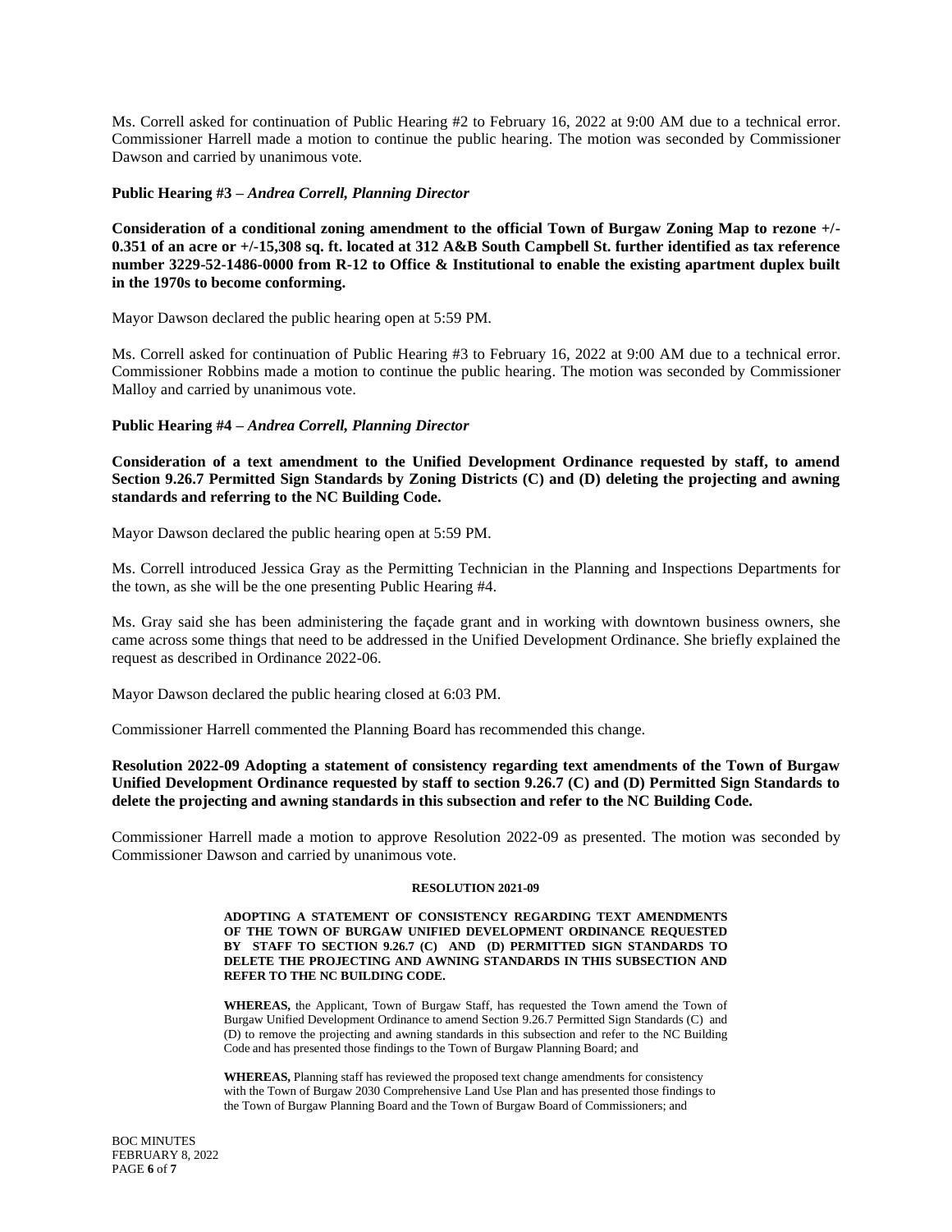Ms. Correll asked for continuation of Public Hearing #2 to February 16, 2022 at 9:00 AM due to a technical error. Commissioner Harrell made a motion to continue the public hearing. The motion was seconded by Commissioner Dawson and carried by unanimous vote.

**Public Hearing #3 –** ***Andrea Correll, Planning Director***

**Consideration of a conditional zoning amendment to the official Town of Burgaw Zoning Map to rezone +/- 0.351 of an acre or +/-15,308 sq. ft. located at 312 A&B South Campbell St. further identified as tax reference number 3229-52-1486-0000 from R-12 to Office & Institutional to enable the existing apartment duplex built in the 1970s to become conforming.**

Mayor Dawson declared the public hearing open at 5:59 PM.

Ms. Correll asked for continuation of Public Hearing #3 to February 16, 2022 at 9:00 AM due to a technical error. Commissioner Robbins made a motion to continue the public hearing. The motion was seconded by Commissioner Malloy and carried by unanimous vote.

**Public Hearing #4 –** ***Andrea Correll, Planning Director***

**Consideration of a text amendment to the Unified Development Ordinance requested by staff, to amend Section 9.26.7 Permitted Sign Standards by Zoning Districts (C) and (D) deleting the projecting and awning standards and referring to the NC Building Code.**

Mayor Dawson declared the public hearing open at 5:59 PM.

Ms. Correll introduced Jessica Gray as the Permitting Technician in the Planning and Inspections Departments for the town, as she will be the one presenting Public Hearing #4.

Ms. Gray said she has been administering the façade grant and in working with downtown business owners, she came across some things that need to be addressed in the Unified Development Ordinance. She briefly explained the request as described in Ordinance 2022-06.

Mayor Dawson declared the public hearing closed at 6:03 PM.

Commissioner Harrell commented the Planning Board has recommended this change.

**Resolution 2022-09 Adopting a statement of consistency regarding text amendments of the Town of Burgaw Unified Development Ordinance requested by staff to section 9.26.7 (C) and (D) Permitted Sign Standards to delete the projecting and awning standards in this subsection and refer to the NC Building Code.**

Commissioner Harrell made a motion to approve Resolution 2022-09 as presented. The motion was seconded by Commissioner Dawson and carried by unanimous vote.

**RESOLUTION 2021-09**

**ADOPTING A STATEMENT OF CONSISTENCY REGARDING TEXT AMENDMENTS OF THE TOWN OF BURGAW UNIFIED DEVELOPMENT ORDINANCE REQUESTED BY STAFF TO SECTION 9.26.7 (C) AND (D) PERMITTED SIGN STANDARDS TO DELETE THE PROJECTING AND AWNING STANDARDS IN THIS SUBSECTION AND REFER TO THE NC BUILDING CODE.**

**WHEREAS,** the Applicant, Town of Burgaw Staff, has requested the Town amend the Town of Burgaw Unified Development Ordinance to amend Section 9.26.7 Permitted Sign Standards (C) and (D) to remove the projecting and awning standards in this subsection and refer to the NC Building Code and has presented those findings to the Town of Burgaw Planning Board; and

**WHEREAS,** Planning staff has reviewed the proposed text change amendments for consistency with the Town of Burgaw 2030 Comprehensive Land Use Plan and has presented those findings to the Town of Burgaw Planning Board and the Town of Burgaw Board of Commissioners; and

BOC MINUTES
FEBRUARY 8, 2022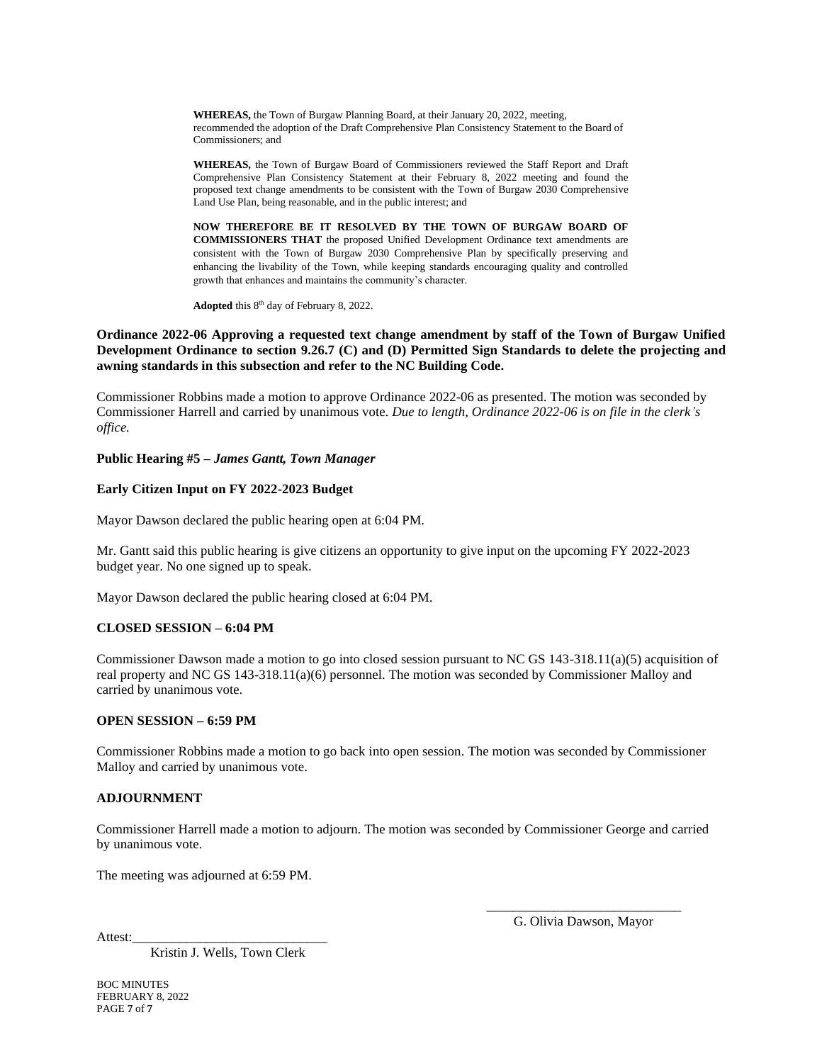**WHEREAS,** the Town of Burgaw Planning Board, at their January 20, 2022, meeting, recommended the adoption of the Draft Comprehensive Plan Consistency Statement to the Board of Commissioners; and

**WHEREAS,** the Town of Burgaw Board of Commissioners reviewed the Staff Report and Draft Comprehensive Plan Consistency Statement at their February 8, 2022 meeting and found the proposed text change amendments to be consistent with the Town of Burgaw 2030 Comprehensive Land Use Plan, being reasonable, and in the public interest; and

**NOW THEREFORE BE IT RESOLVED BY THE TOWN OF BURGAW BOARD OF COMMISSIONERS THAT** the proposed Unified Development Ordinance text amendments are consistent with the Town of Burgaw 2030 Comprehensive Plan by specifically preserving and enhancing the livability of the Town, while keeping standards encouraging quality and controlled growth that enhances and maintains the community's character.

**Adopted** this 8th day of February 8, 2022.

**Ordinance 2022-06 Approving a requested text change amendment by staff of the Town of Burgaw Unified Development Ordinance to section 9.26.7 (C) and (D) Permitted Sign Standards to delete the projecting and awning standards in this subsection and refer to the NC Building Code.**

Commissioner Robbins made a motion to approve Ordinance 2022-06 as presented. The motion was seconded by Commissioner Harrell and carried by unanimous vote. *Due to length, Ordinance 2022-06 is on file in the clerk's office.*

**Public Hearing #5 –** ***James Gantt, Town Manager***

**Early Citizen Input on FY 2022-2023 Budget**

Mayor Dawson declared the public hearing open at 6:04 PM.

Mr. Gantt said this public hearing is give citizens an opportunity to give input on the upcoming FY 2022-2023 budget year. No one signed up to speak.

Mayor Dawson declared the public hearing closed at 6:04 PM.

**CLOSED SESSION – 6:04 PM**

Commissioner Dawson made a motion to go into closed session pursuant to NC GS 143-318.11(a)(5) acquisition of real property and NC GS 143-318.11(a)(6) personnel. The motion was seconded by Commissioner Malloy and carried by unanimous vote.

**OPEN SESSION – 6:59 PM**

Commissioner Robbins made a motion to go back into open session. The motion was seconded by Commissioner Malloy and carried by unanimous vote.

**ADJOURNMENT**

Commissioner Harrell made a motion to adjourn. The motion was seconded by Commissioner George and carried by unanimous vote.

The meeting was adjourned at 6:59 PM.

_____________________________
G. Olivia Dawson, Mayor

Attest:_____________________________
Kristin J. Wells, Town Clerk

BOC MINUTES
FEBRUARY 8, 2022